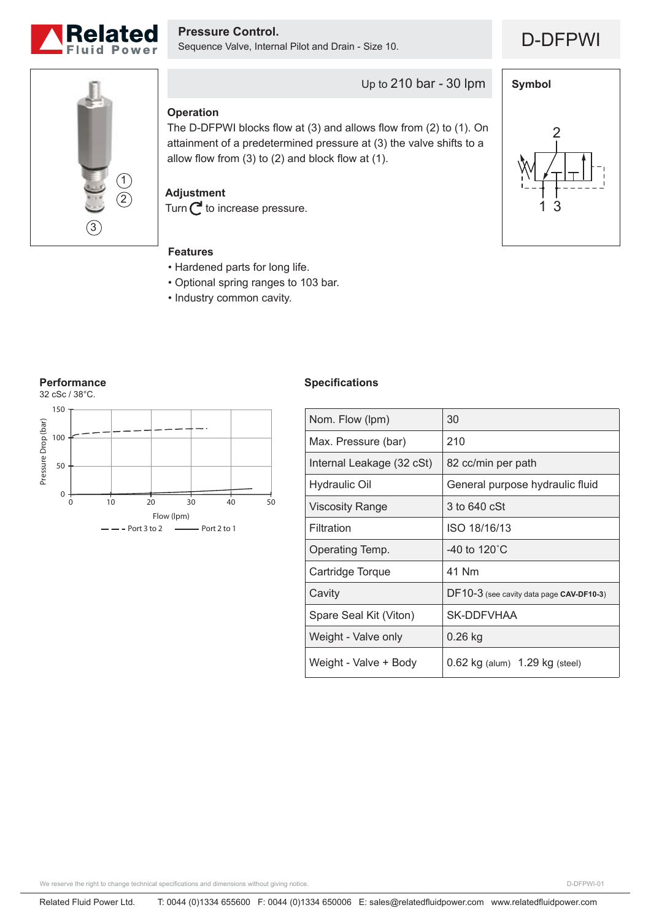**Related Fluid Power**

# Pressure Control.

Sequence Valve, Internal Pilot and Drain - Size 10.

# D-DFPWI

Up to 210 bar - 30 lpm

### Operation

The D-DFPWI blocks flow at (3) and allows flow from (2) to (1). On attainment of a predetermined pressure at (3) the valve shifts to a allow flow from (3) to (2) and block flow at (1).

### Adjustment

Turn ↻ to increase pressure.

### Symbol

### Features

- Hardened parts for long life.
- Optional spring ranges to 103 bar.
- Industry common cavity.

### Performance

32 cSc / 38°C.

Pressure Drop (bar) vs Flow (lpm)

– – – Port 3 to 2 ——— Port 2 to 1

### Specifications

| | |
|---|---|
| Nom. Flow (lpm) | 30 |
| Max. Pressure (bar) | 210 |
| Internal Leakage (32 cSt) | 82 cc/min per path |
| Hydraulic Oil | General purpose hydraulic fluid |
| Viscosity Range | 3 to 640 cSt |
| Filtration | ISO 18/16/13 |
| Operating Temp. | -40 to 120˚C |
| Cartridge Torque | 41 Nm |
| Cavity | DF10-3 (see cavity data page **CAV-DF10-3**) |
| Spare Seal Kit (Viton) | SK-DDFVHAA |
| Weight - Valve only | 0.26 kg |
| Weight - Valve + Body | 0.62 kg (alum) 1.29 kg (steel) |

We reserve the right to change technical specifications and dimensions without giving notice.

D-DFPWI-01

Related Fluid Power Ltd. T: 0044 (0)1334 655600 F: 0044 (0)1334 650006 E: sales@relatedfluidpower.com www.relatedfluidpower.com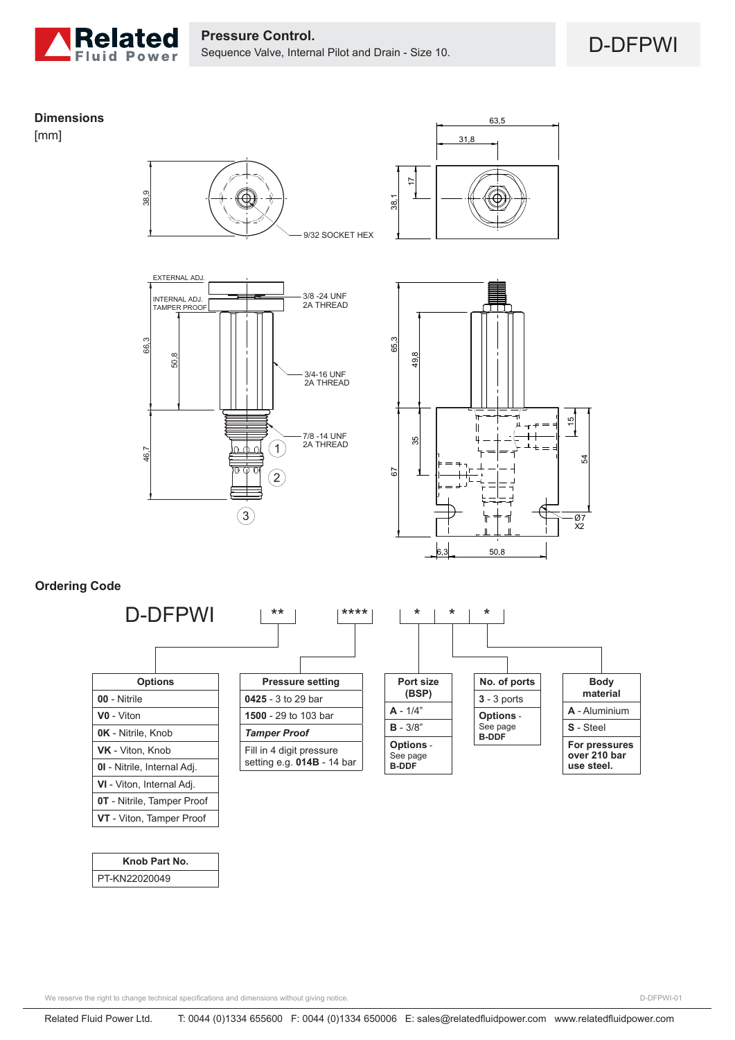# Pressure Control.

Sequence Valve, Internal Pilot and Drain - Size 10.

D-DFPWI

## Dimensions

[mm]

63,5
31,8
38,9
38,1
17
9/32 SOCKET HEX

EXTERNAL ADJ.
INTERNAL ADJ. TAMPER PROOF
3/8 -24 UNF 2A THREAD
3/4-16 UNF 2A THREAD
7/8 -14 UNF 2A THREAD
66,3
50,8
46,7
1
2
3
65,3
49,8
35
67
15
54
Ø7 X2
6,3
50,8

## Ordering Code

D-DFPWI ** **** * * *

| Options |
|---|
| **00** - Nitrile |
| **V0** - Viton |
| **0K** - Nitrile, Knob |
| **VK** - Viton, Knob |
| **0I** - Nitrile, Internal Adj. |
| **VI** - Viton, Internal Adj. |
| **0T** - Nitrile, Tamper Proof |
| **VT** - Viton, Tamper Proof |

| Pressure setting |
|---|
| **0425** - 3 to 29 bar |
| **1500** - 29 to 103 bar |
| ***Tamper Proof*** |
| Fill in 4 digit pressure setting e.g. **014B** - 14 bar |

| Port size (BSP) |
|---|
| **A** - 1/4” |
| **B** - 3/8” |
| **Options** - See page **B-DDF** |

| No. of ports |
|---|
| **3** - 3 ports |
| **Options** - See page **B-DDF** |

| Body material |
|---|
| **A** - Aluminium |
| **S** - Steel |
| **For pressures over 210 bar use steel.** |

| Knob Part No. |
|---|
| PT-KN22020049 |

We reserve the right to change technical specifications and dimensions without giving notice.

D-DFPWI-01

Related Fluid Power Ltd. T: 0044 (0)1334 655600 F: 0044 (0)1334 650006 E: sales@relatedfluidpower.com www.relatedfluidpower.com